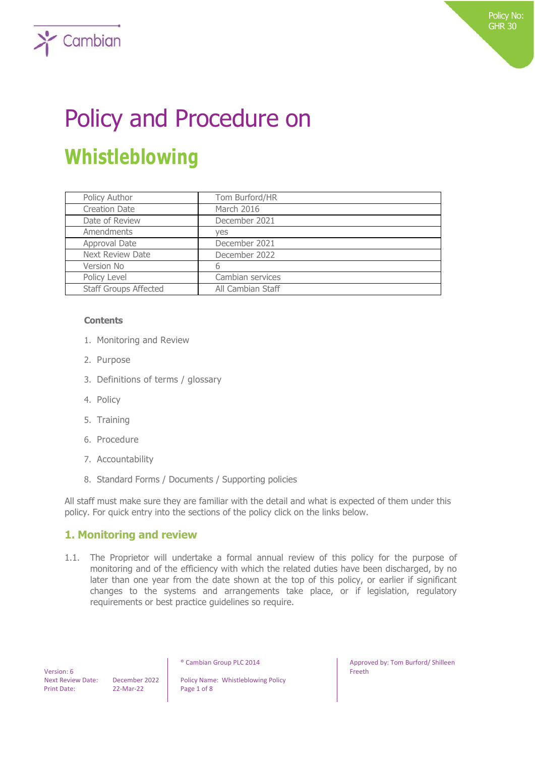Policy No: GHR 30

# Policy and Procedure on

# Whistleblowing

| Policy Author | Tom Burford/HR |
|---|---|
| Creation Date | March 2016 |
| Date of Review | December 2021 |
| Amendments | yes |
| Approval Date | December 2021 |
| Next Review Date | December 2022 |
| Version No | 6 |
| Policy Level | Cambian services |
| Staff Groups Affected | All Cambian Staff |

**Contents**

1. Monitoring and Review
2. Purpose
3. Definitions of terms / glossary
4. Policy
5. Training
6. Procedure
7. Accountability
8. Standard Forms / Documents / Supporting policies

All staff must make sure they are familiar with the detail and what is expected of them under this policy. For quick entry into the sections of the policy click on the links below.

## 1. Monitoring and review

1.1. The Proprietor will undertake a formal annual review of this policy for the purpose of monitoring and of the efficiency with which the related duties have been discharged, by no later than one year from the date shown at the top of this policy, or earlier if significant changes to the systems and arrangements take place, or if legislation, regulatory requirements or best practice guidelines so require.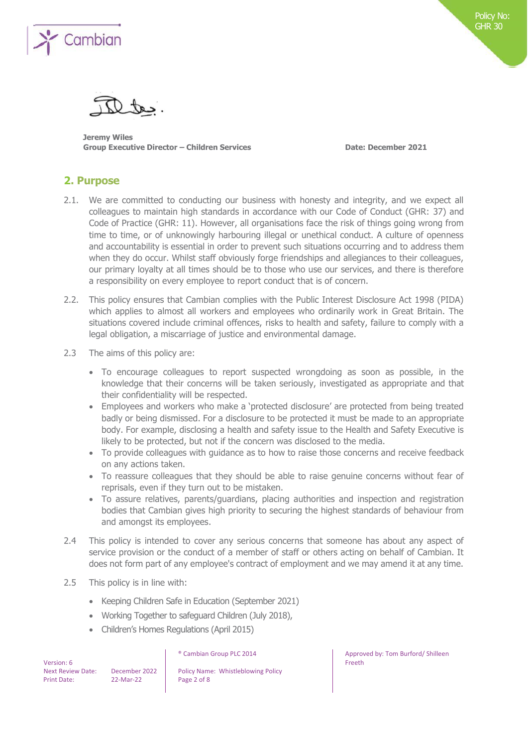Jeremy Wiles
**Group Executive Director – Children Services** **Date: December 2021**

## 2. Purpose

2.1. We are committed to conducting our business with honesty and integrity, and we expect all colleagues to maintain high standards in accordance with our Code of Conduct (GHR: 37) and Code of Practice (GHR: 11). However, all organisations face the risk of things going wrong from time to time, or of unknowingly harbouring illegal or unethical conduct. A culture of openness and accountability is essential in order to prevent such situations occurring and to address them when they do occur. Whilst staff obviously forge friendships and allegiances to their colleagues, our primary loyalty at all times should be to those who use our services, and there is therefore a responsibility on every employee to report conduct that is of concern.

2.2. This policy ensures that Cambian complies with the Public Interest Disclosure Act 1998 (PIDA) which applies to almost all workers and employees who ordinarily work in Great Britain. The situations covered include criminal offences, risks to health and safety, failure to comply with a legal obligation, a miscarriage of justice and environmental damage.

2.3 The aims of this policy are:

- To encourage colleagues to report suspected wrongdoing as soon as possible, in the knowledge that their concerns will be taken seriously, investigated as appropriate and that their confidentiality will be respected.
- Employees and workers who make a 'protected disclosure' are protected from being treated badly or being dismissed. For a disclosure to be protected it must be made to an appropriate body. For example, disclosing a health and safety issue to the Health and Safety Executive is likely to be protected, but not if the concern was disclosed to the media.
- To provide colleagues with guidance as to how to raise those concerns and receive feedback on any actions taken.
- To reassure colleagues that they should be able to raise genuine concerns without fear of reprisals, even if they turn out to be mistaken.
- To assure relatives, parents/guardians, placing authorities and inspection and registration bodies that Cambian gives high priority to securing the highest standards of behaviour from and amongst its employees.

2.4 This policy is intended to cover any serious concerns that someone has about any aspect of service provision or the conduct of a member of staff or others acting on behalf of Cambian. It does not form part of any employee's contract of employment and we may amend it at any time.

2.5 This policy is in line with:

- Keeping Children Safe in Education (September 2021)
- Working Together to safeguard Children (July 2018),
- Children's Homes Regulations (April 2015)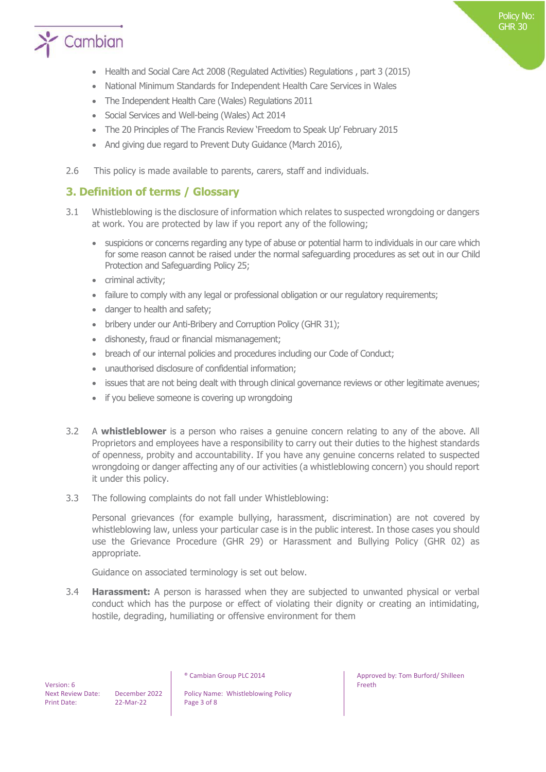- Health and Social Care Act 2008 (Regulated Activities) Regulations , part 3 (2015)
- National Minimum Standards for Independent Health Care Services in Wales
- The Independent Health Care (Wales) Regulations 2011
- Social Services and Well-being (Wales) Act 2014
- The 20 Principles of The Francis Review 'Freedom to Speak Up' February 2015
- And giving due regard to Prevent Duty Guidance (March 2016),

2.6 This policy is made available to parents, carers, staff and individuals.

## 3. Definition of terms / Glossary

3.1 Whistleblowing is the disclosure of information which relates to suspected wrongdoing or dangers at work. You are protected by law if you report any of the following;

- suspicions or concerns regarding any type of abuse or potential harm to individuals in our care which for some reason cannot be raised under the normal safeguarding procedures as set out in our Child Protection and Safeguarding Policy 25;
- criminal activity;
- failure to comply with any legal or professional obligation or our regulatory requirements;
- danger to health and safety;
- bribery under our Anti-Bribery and Corruption Policy (GHR 31);
- dishonesty, fraud or financial mismanagement;
- breach of our internal policies and procedures including our Code of Conduct;
- unauthorised disclosure of confidential information;
- issues that are not being dealt with through clinical governance reviews or other legitimate avenues;
- if you believe someone is covering up wrongdoing

3.2 A **whistleblower** is a person who raises a genuine concern relating to any of the above. All Proprietors and employees have a responsibility to carry out their duties to the highest standards of openness, probity and accountability. If you have any genuine concerns related to suspected wrongdoing or danger affecting any of our activities (a whistleblowing concern) you should report it under this policy.

3.3 The following complaints do not fall under Whistleblowing:

Personal grievances (for example bullying, harassment, discrimination) are not covered by whistleblowing law, unless your particular case is in the public interest. In those cases you should use the Grievance Procedure (GHR 29) or Harassment and Bullying Policy (GHR 02) as appropriate.

Guidance on associated terminology is set out below.

3.4 **Harassment:** A person is harassed when they are subjected to unwanted physical or verbal conduct which has the purpose or effect of violating their dignity or creating an intimidating, hostile, degrading, humiliating or offensive environment for them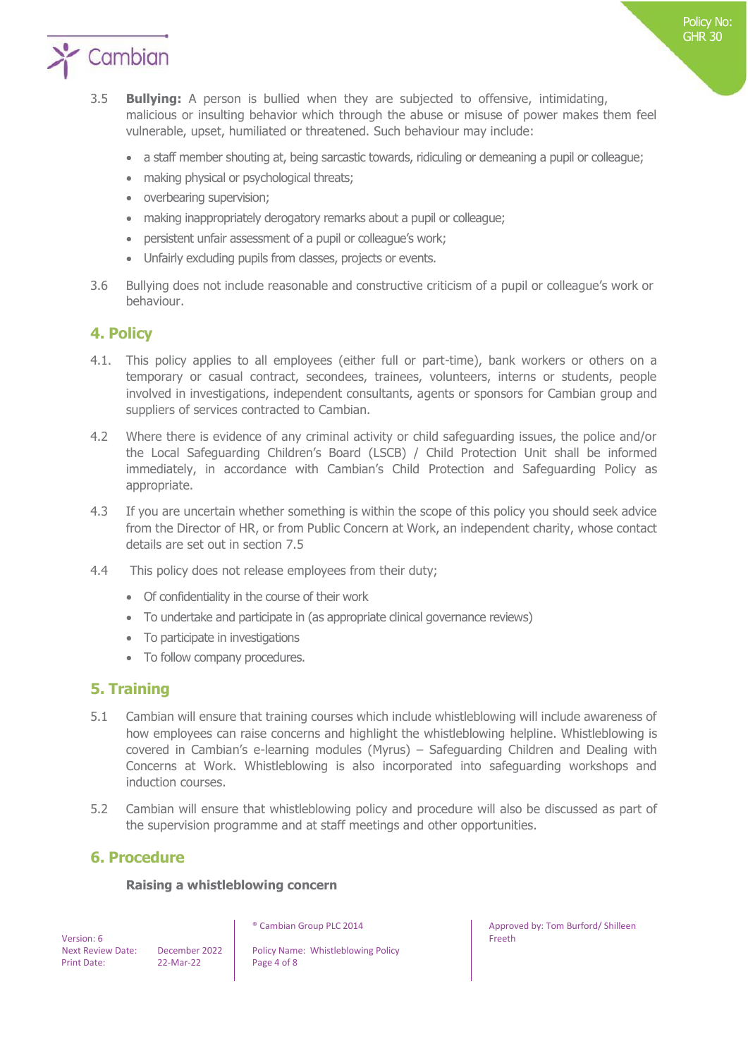3.5 **Bullying:** A person is bullied when they are subjected to offensive, intimidating, malicious or insulting behavior which through the abuse or misuse of power makes them feel vulnerable, upset, humiliated or threatened. Such behaviour may include:

- a staff member shouting at, being sarcastic towards, ridiculing or demeaning a pupil or colleague;
- making physical or psychological threats;
- overbearing supervision;
- making inappropriately derogatory remarks about a pupil or colleague;
- persistent unfair assessment of a pupil or colleague's work;
- Unfairly excluding pupils from classes, projects or events.

3.6 Bullying does not include reasonable and constructive criticism of a pupil or colleague's work or behaviour.

## 4. Policy

4.1. This policy applies to all employees (either full or part-time), bank workers or others on a temporary or casual contract, secondees, trainees, volunteers, interns or students, people involved in investigations, independent consultants, agents or sponsors for Cambian group and suppliers of services contracted to Cambian.

4.2 Where there is evidence of any criminal activity or child safeguarding issues, the police and/or the Local Safeguarding Children's Board (LSCB) / Child Protection Unit shall be informed immediately, in accordance with Cambian's Child Protection and Safeguarding Policy as appropriate.

4.3 If you are uncertain whether something is within the scope of this policy you should seek advice from the Director of HR, or from Public Concern at Work, an independent charity, whose contact details are set out in section 7.5

4.4 This policy does not release employees from their duty;

- Of confidentiality in the course of their work
- To undertake and participate in (as appropriate clinical governance reviews)
- To participate in investigations
- To follow company procedures.

## 5. Training

5.1 Cambian will ensure that training courses which include whistleblowing will include awareness of how employees can raise concerns and highlight the whistleblowing helpline. Whistleblowing is covered in Cambian's e-learning modules (Myrus) – Safeguarding Children and Dealing with Concerns at Work. Whistleblowing is also incorporated into safeguarding workshops and induction courses.

5.2 Cambian will ensure that whistleblowing policy and procedure will also be discussed as part of the supervision programme and at staff meetings and other opportunities.

## 6. Procedure

**Raising a whistleblowing concern**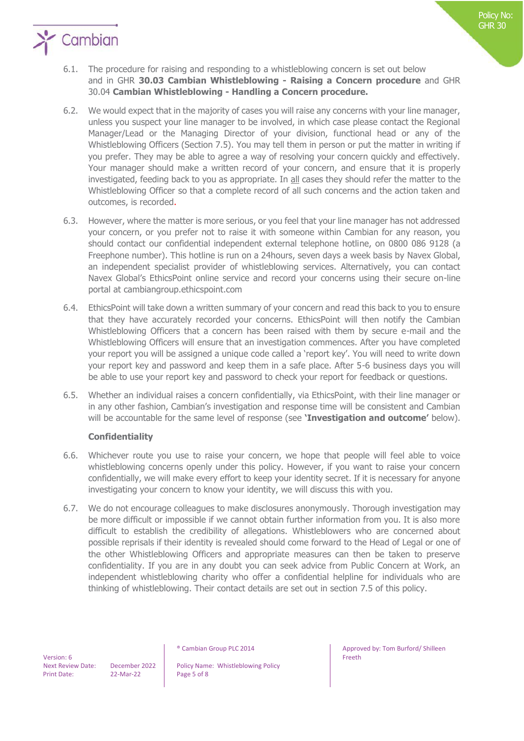6.1. The procedure for raising and responding to a whistleblowing concern is set out below and in GHR **30.03 Cambian Whistleblowing - Raising a Concern procedure** and GHR 30.04 **Cambian Whistleblowing - Handling a Concern procedure.**

6.2. We would expect that in the majority of cases you will raise any concerns with your line manager, unless you suspect your line manager to be involved, in which case please contact the Regional Manager/Lead or the Managing Director of your division, functional head or any of the Whistleblowing Officers (Section 7.5). You may tell them in person or put the matter in writing if you prefer. They may be able to agree a way of resolving your concern quickly and effectively. Your manager should make a written record of your concern, and ensure that it is properly investigated, feeding back to you as appropriate. In all cases they should refer the matter to the Whistleblowing Officer so that a complete record of all such concerns and the action taken and outcomes, is recorded.

6.3. However, where the matter is more serious, or you feel that your line manager has not addressed your concern, or you prefer not to raise it with someone within Cambian for any reason, you should contact our confidential independent external telephone hotline, on 0800 086 9128 (a Freephone number). This hotline is run on a 24hours, seven days a week basis by Navex Global, an independent specialist provider of whistleblowing services. Alternatively, you can contact Navex Global's EthicsPoint online service and record your concerns using their secure on-line portal at cambiangroup.ethicspoint.com

6.4. EthicsPoint will take down a written summary of your concern and read this back to you to ensure that they have accurately recorded your concerns. EthicsPoint will then notify the Cambian Whistleblowing Officers that a concern has been raised with them by secure e-mail and the Whistleblowing Officers will ensure that an investigation commences. After you have completed your report you will be assigned a unique code called a 'report key'. You will need to write down your report key and password and keep them in a safe place. After 5-6 business days you will be able to use your report key and password to check your report for feedback or questions.

6.5. Whether an individual raises a concern confidentially, via EthicsPoint, with their line manager or in any other fashion, Cambian's investigation and response time will be consistent and Cambian will be accountable for the same level of response (see **'Investigation and outcome'** below).

**Confidentiality**

6.6. Whichever route you use to raise your concern, we hope that people will feel able to voice whistleblowing concerns openly under this policy. However, if you want to raise your concern confidentially, we will make every effort to keep your identity secret. If it is necessary for anyone investigating your concern to know your identity, we will discuss this with you.

6.7. We do not encourage colleagues to make disclosures anonymously. Thorough investigation may be more difficult or impossible if we cannot obtain further information from you. It is also more difficult to establish the credibility of allegations. Whistleblowers who are concerned about possible reprisals if their identity is revealed should come forward to the Head of Legal or one of the other Whistleblowing Officers and appropriate measures can then be taken to preserve confidentiality. If you are in any doubt you can seek advice from Public Concern at Work, an independent whistleblowing charity who offer a confidential helpline for individuals who are thinking of whistleblowing. Their contact details are set out in section 7.5 of this policy.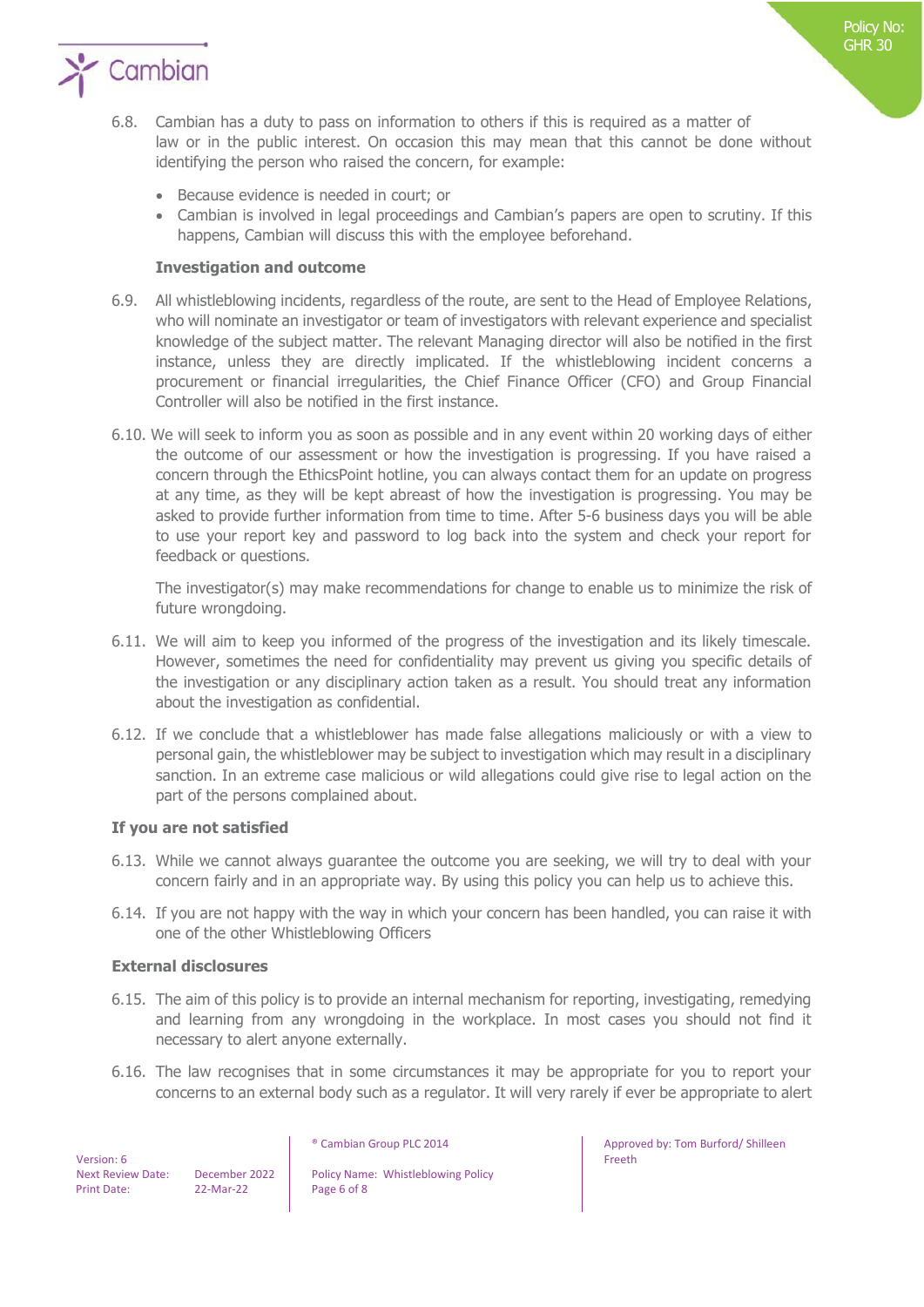6.8. Cambian has a duty to pass on information to others if this is required as a matter of law or in the public interest. On occasion this may mean that this cannot be done without identifying the person who raised the concern, for example:

- Because evidence is needed in court; or
- Cambian is involved in legal proceedings and Cambian's papers are open to scrutiny. If this happens, Cambian will discuss this with the employee beforehand.

**Investigation and outcome**

6.9. All whistleblowing incidents, regardless of the route, are sent to the Head of Employee Relations, who will nominate an investigator or team of investigators with relevant experience and specialist knowledge of the subject matter. The relevant Managing director will also be notified in the first instance, unless they are directly implicated. If the whistleblowing incident concerns a procurement or financial irregularities, the Chief Finance Officer (CFO) and Group Financial Controller will also be notified in the first instance.

6.10. We will seek to inform you as soon as possible and in any event within 20 working days of either the outcome of our assessment or how the investigation is progressing. If you have raised a concern through the EthicsPoint hotline, you can always contact them for an update on progress at any time, as they will be kept abreast of how the investigation is progressing. You may be asked to provide further information from time to time. After 5-6 business days you will be able to use your report key and password to log back into the system and check your report for feedback or questions.

The investigator(s) may make recommendations for change to enable us to minimize the risk of future wrongdoing.

6.11. We will aim to keep you informed of the progress of the investigation and its likely timescale. However, sometimes the need for confidentiality may prevent us giving you specific details of the investigation or any disciplinary action taken as a result. You should treat any information about the investigation as confidential.

6.12. If we conclude that a whistleblower has made false allegations maliciously or with a view to personal gain, the whistleblower may be subject to investigation which may result in a disciplinary sanction. In an extreme case malicious or wild allegations could give rise to legal action on the part of the persons complained about.

**If you are not satisfied**

6.13. While we cannot always guarantee the outcome you are seeking, we will try to deal with your concern fairly and in an appropriate way. By using this policy you can help us to achieve this.

6.14. If you are not happy with the way in which your concern has been handled, you can raise it with one of the other Whistleblowing Officers

**External disclosures**

6.15. The aim of this policy is to provide an internal mechanism for reporting, investigating, remedying and learning from any wrongdoing in the workplace. In most cases you should not find it necessary to alert anyone externally.

6.16. The law recognises that in some circumstances it may be appropriate for you to report your concerns to an external body such as a regulator. It will very rarely if ever be appropriate to alert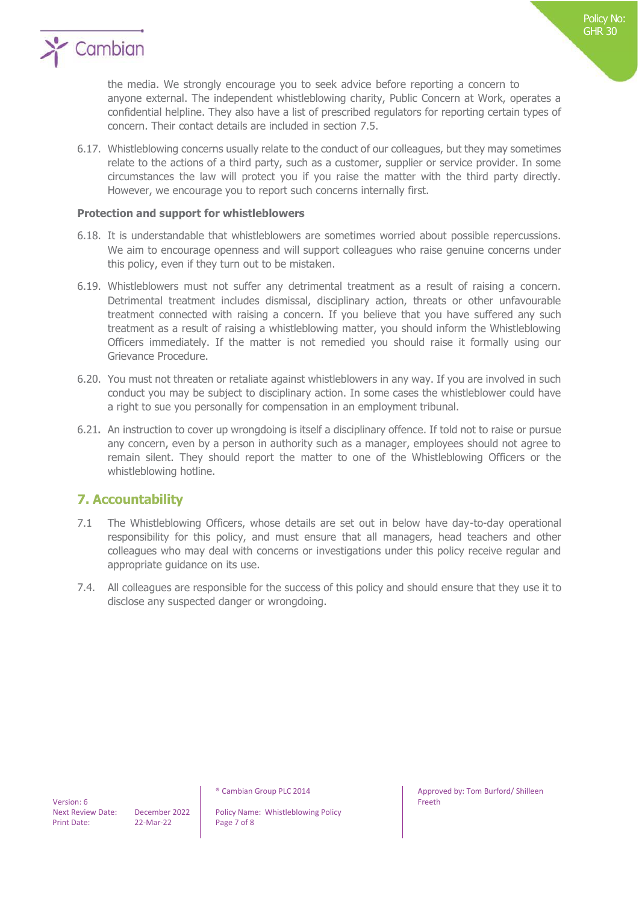the media. We strongly encourage you to seek advice before reporting a concern to anyone external. The independent whistleblowing charity, Public Concern at Work, operates a confidential helpline. They also have a list of prescribed regulators for reporting certain types of concern. Their contact details are included in section 7.5.

6.17. Whistleblowing concerns usually relate to the conduct of our colleagues, but they may sometimes relate to the actions of a third party, such as a customer, supplier or service provider. In some circumstances the law will protect you if you raise the matter with the third party directly. However, we encourage you to report such concerns internally first.

**Protection and support for whistleblowers**

6.18. It is understandable that whistleblowers are sometimes worried about possible repercussions. We aim to encourage openness and will support colleagues who raise genuine concerns under this policy, even if they turn out to be mistaken.

6.19. Whistleblowers must not suffer any detrimental treatment as a result of raising a concern. Detrimental treatment includes dismissal, disciplinary action, threats or other unfavourable treatment connected with raising a concern. If you believe that you have suffered any such treatment as a result of raising a whistleblowing matter, you should inform the Whistleblowing Officers immediately. If the matter is not remedied you should raise it formally using our Grievance Procedure.

6.20. You must not threaten or retaliate against whistleblowers in any way. If you are involved in such conduct you may be subject to disciplinary action. In some cases the whistleblower could have a right to sue you personally for compensation in an employment tribunal.

6.21. An instruction to cover up wrongdoing is itself a disciplinary offence. If told not to raise or pursue any concern, even by a person in authority such as a manager, employees should not agree to remain silent. They should report the matter to one of the Whistleblowing Officers or the whistleblowing hotline.

## 7. Accountability

7.1 The Whistleblowing Officers, whose details are set out in below have day-to-day operational responsibility for this policy, and must ensure that all managers, head teachers and other colleagues who may deal with concerns or investigations under this policy receive regular and appropriate guidance on its use.

7.4. All colleagues are responsible for the success of this policy and should ensure that they use it to disclose any suspected danger or wrongdoing.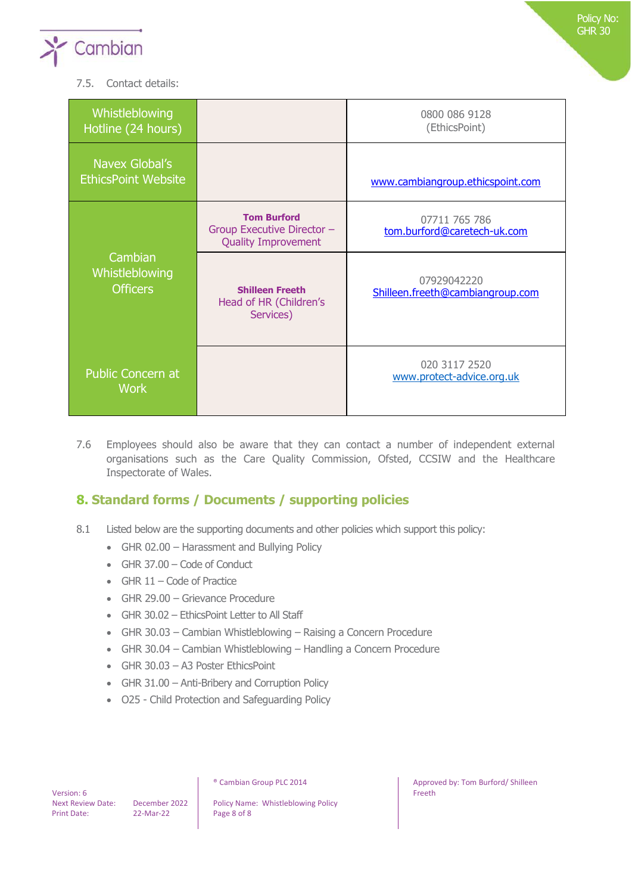7.5. Contact details:

| | | |
|---|---|---|
| Whistleblowing Hotline (24 hours) | | 0800 086 9128 (EthicsPoint) |
| Navex Global's EthicsPoint Website | | www.cambiangroup.ethicspoint.com |
| Cambian Whistleblowing Officers | **Tom Burford** Group Executive Director – Quality Improvement | 07711 765 786 tom.burford@caretech-uk.com |
| | **Shilleen Freeth** Head of HR (Children's Services) | 07929042220 Shilleen.freeth@cambiangroup.com |
| Public Concern at Work | | 020 3117 2520 www.protect-advice.org.uk |

7.6 Employees should also be aware that they can contact a number of independent external organisations such as the Care Quality Commission, Ofsted, CCSIW and the Healthcare Inspectorate of Wales.

## 8. Standard forms / Documents / supporting policies

8.1 Listed below are the supporting documents and other policies which support this policy:

- GHR 02.00 – Harassment and Bullying Policy
- GHR 37.00 – Code of Conduct
- GHR 11 – Code of Practice
- GHR 29.00 – Grievance Procedure
- GHR 30.02 – EthicsPoint Letter to All Staff
- GHR 30.03 – Cambian Whistleblowing – Raising a Concern Procedure
- GHR 30.04 – Cambian Whistleblowing – Handling a Concern Procedure
- GHR 30.03 – A3 Poster EthicsPoint
- GHR 31.00 – Anti-Bribery and Corruption Policy
- O25 - Child Protection and Safeguarding Policy